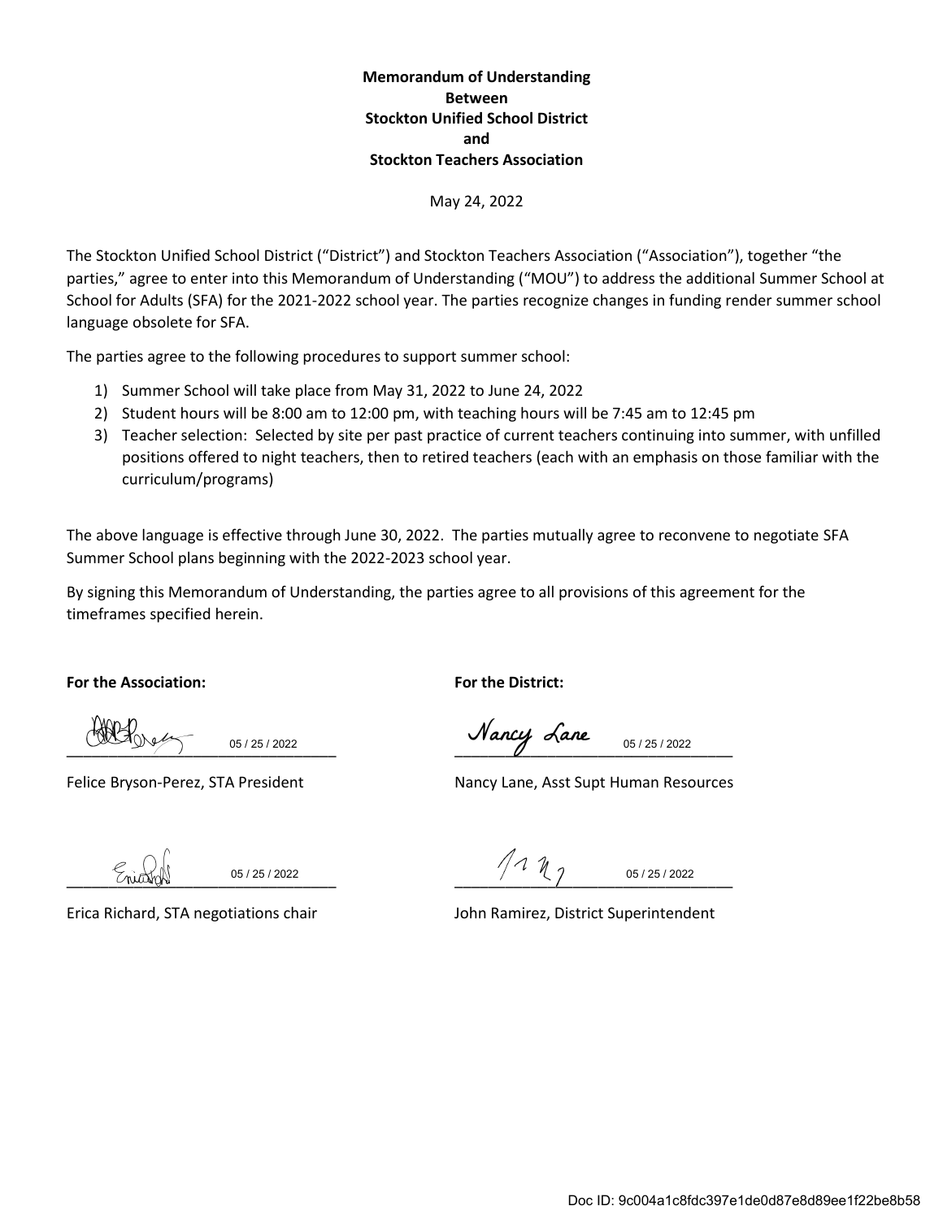**Memorandum of Understanding**
**Between**
**Stockton Unified School District**
**and**
**Stockton Teachers Association**

May 24, 2022

The Stockton Unified School District ("District") and Stockton Teachers Association ("Association"), together "the parties," agree to enter into this Memorandum of Understanding ("MOU") to address the additional Summer School at School for Adults (SFA) for the 2021-2022 school year. The parties recognize changes in funding render summer school language obsolete for SFA.

The parties agree to the following procedures to support summer school:

1) Summer School will take place from May 31, 2022 to June 24, 2022
2) Student hours will be 8:00 am to 12:00 pm, with teaching hours will be 7:45 am to 12:45 pm
3) Teacher selection: Selected by site per past practice of current teachers continuing into summer, with unfilled positions offered to night teachers, then to retired teachers (each with an emphasis on those familiar with the curriculum/programs)

The above language is effective through June 30, 2022. The parties mutually agree to reconvene to negotiate SFA Summer School plans beginning with the 2022-2023 school year.

By signing this Memorandum of Understanding, the parties agree to all provisions of this agreement for the timeframes specified herein.

**For the Association:**

_______________________ 05 / 25 / 2022

Felice Bryson-Perez, STA President

_______________________ 05 / 25 / 2022

Erica Richard, STA negotiations chair

**For the District:**

Nancy Lane 05 / 25 / 2022

Nancy Lane, Asst Supt Human Resources

_______________________ 05 / 25 / 2022

John Ramirez, District Superintendent

Doc ID: 9c004a1c8fdc397e1de0d87e8d89ee1f22be8b58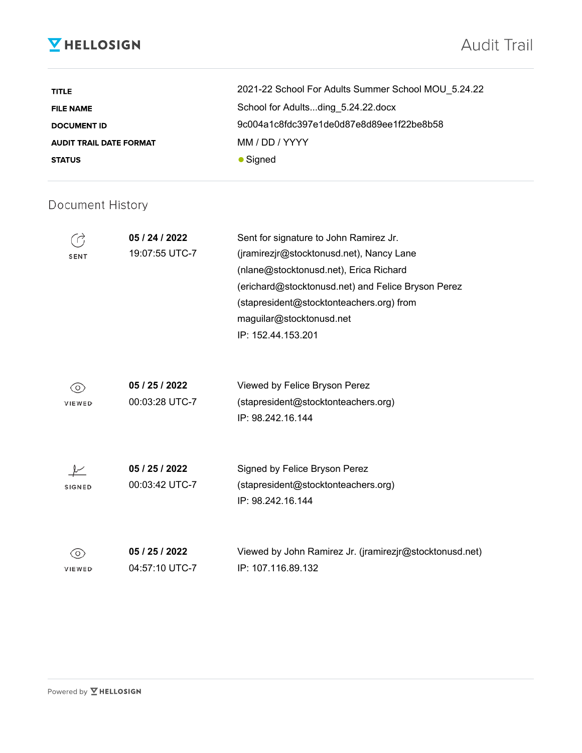# HELLOSIGN

# Audit Trail

| | |
|---|---|
| **TITLE** | 2021-22 School For Adults Summer School MOU_5.24.22 |
| **FILE NAME** | School for Adults...ding_5.24.22.docx |
| **DOCUMENT ID** | 9c004a1c8fdc397e1de0d87e8d89ee1f22be8b58 |
| **AUDIT TRAIL DATE FORMAT** | MM / DD / YYYY |
| **STATUS** | ● Signed |

## Document History

| | | |
|---|---|---|
| SENT | **05 / 24 / 2022**<br>19:07:55 UTC-7 | Sent for signature to John Ramirez Jr. (jramirezjr@stocktonusd.net), Nancy Lane (nlane@stocktonusd.net), Erica Richard (erichard@stocktonusd.net) and Felice Bryson Perez (stapresident@stocktonteachers.org) from maguilar@stocktonusd.net<br>IP: 152.44.153.201 |
| VIEWED | **05 / 25 / 2022**<br>00:03:28 UTC-7 | Viewed by Felice Bryson Perez (stapresident@stocktonteachers.org)<br>IP: 98.242.16.144 |
| SIGNED | **05 / 25 / 2022**<br>00:03:42 UTC-7 | Signed by Felice Bryson Perez (stapresident@stocktonteachers.org)<br>IP: 98.242.16.144 |
| VIEWED | **05 / 25 / 2022**<br>04:57:10 UTC-7 | Viewed by John Ramirez Jr. (jramirezjr@stocktonusd.net)<br>IP: 107.116.89.132 |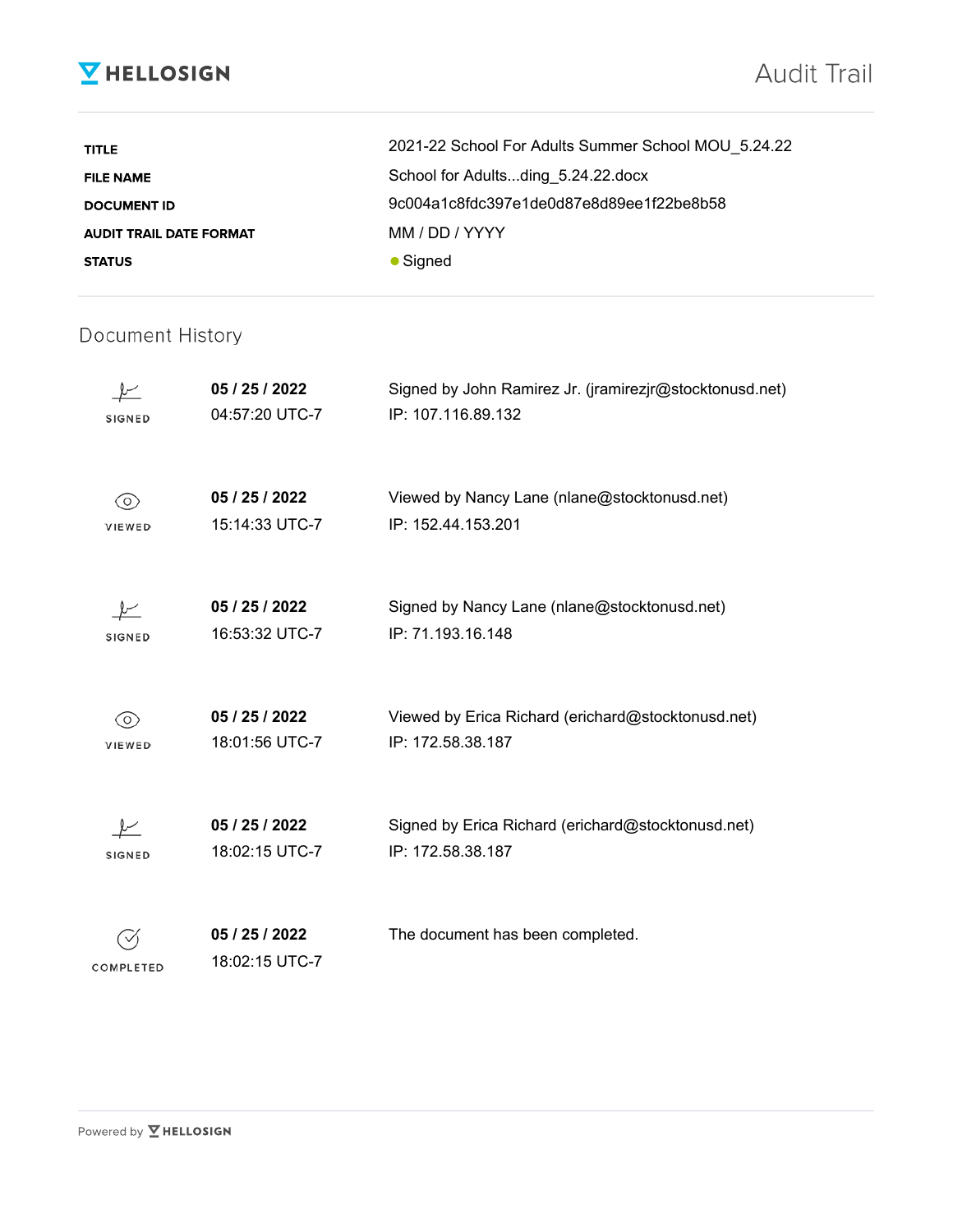# HELLOSIGN

## Audit Trail

| | |
|---|---|
| **TITLE** | 2021-22 School For Adults Summer School MOU_5.24.22 |
| **FILE NAME** | School for Adults...ding_5.24.22.docx |
| **DOCUMENT ID** | 9c004a1c8fdc397e1de0d87e8d89ee1f22be8b58 |
| **AUDIT TRAIL DATE FORMAT** | MM / DD / YYYY |
| **STATUS** | Signed |

## Document History

| | | |
|---|---|---|
| SIGNED | **05 / 25 / 2022** 04:57:20 UTC-7 | Signed by John Ramirez Jr. (jramirezjr@stocktonusd.net) IP: 107.116.89.132 |
| VIEWED | **05 / 25 / 2022** 15:14:33 UTC-7 | Viewed by Nancy Lane (nlane@stocktonusd.net) IP: 152.44.153.201 |
| SIGNED | **05 / 25 / 2022** 16:53:32 UTC-7 | Signed by Nancy Lane (nlane@stocktonusd.net) IP: 71.193.16.148 |
| VIEWED | **05 / 25 / 2022** 18:01:56 UTC-7 | Viewed by Erica Richard (erichard@stocktonusd.net) IP: 172.58.38.187 |
| SIGNED | **05 / 25 / 2022** 18:02:15 UTC-7 | Signed by Erica Richard (erichard@stocktonusd.net) IP: 172.58.38.187 |
| COMPLETED | **05 / 25 / 2022** 18:02:15 UTC-7 | The document has been completed. |

Powered by HELLOSIGN